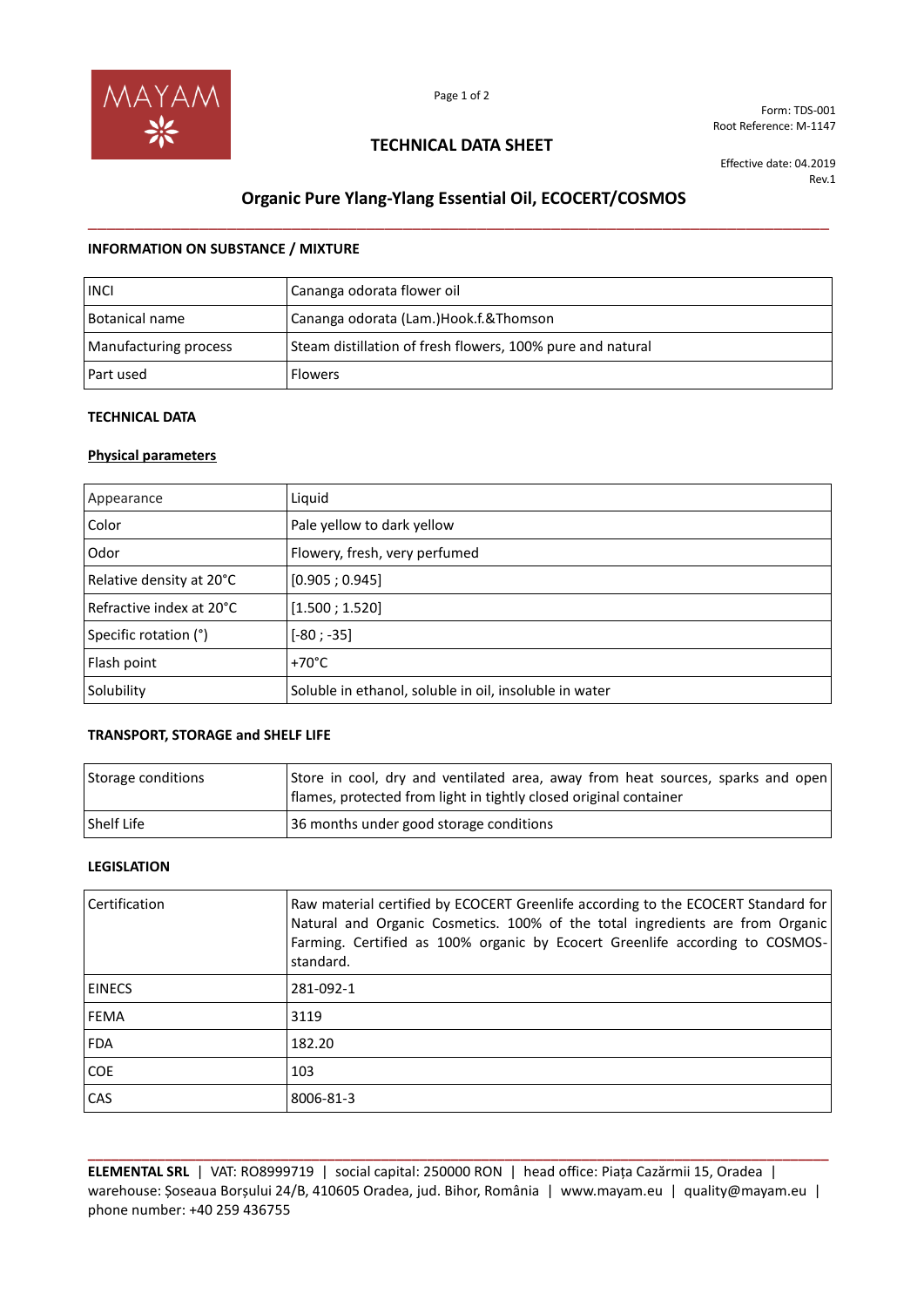Form: TDS-001
Root Reference: M-1147

## TECHNICAL DATA SHEET

Effective date: 04.2019
Rev.1

# Organic Pure Ylang-Ylang Essential Oil, ECOCERT/COSMOS

### INFORMATION ON SUBSTANCE / MIXTURE

| | |
|---|---|
| INCI | Cananga odorata flower oil |
| Botanical name | Cananga odorata (Lam.)Hook.f.&Thomson |
| Manufacturing process | Steam distillation of fresh flowers, 100% pure and natural |
| Part used | Flowers |

### TECHNICAL DATA

**Physical parameters**

| | |
|---|---|
| Appearance | Liquid |
| Color | Pale yellow to dark yellow |
| Odor | Flowery, fresh, very perfumed |
| Relative density at 20°C | [0.905 ; 0.945] |
| Refractive index at 20°C | [1.500 ; 1.520] |
| Specific rotation (°) | [-80 ; -35] |
| Flash point | +70°C |
| Solubility | Soluble in ethanol, soluble in oil, insoluble in water |

### TRANSPORT, STORAGE and SHELF LIFE

| | |
|---|---|
| Storage conditions | Store in cool, dry and ventilated area, away from heat sources, sparks and open flames, protected from light in tightly closed original container |
| Shelf Life | 36 months under good storage conditions |

### LEGISLATION

| | |
|---|---|
| Certification | Raw material certified by ECOCERT Greenlife according to the ECOCERT Standard for Natural and Organic Cosmetics. 100% of the total ingredients are from Organic Farming. Certified as 100% organic by Ecocert Greenlife according to COSMOS-standard. |
| EINECS | 281-092-1 |
| FEMA | 3119 |
| FDA | 182.20 |
| COE | 103 |
| CAS | 8006-81-3 |

**ELEMENTAL SRL** | VAT: RO8999719 | social capital: 250000 RON | head office: Piața Cazărmii 15, Oradea | warehouse: Șoseaua Borșului 24/B, 410605 Oradea, jud. Bihor, România | www.mayam.eu | quality@mayam.eu | phone number: +40 259 436755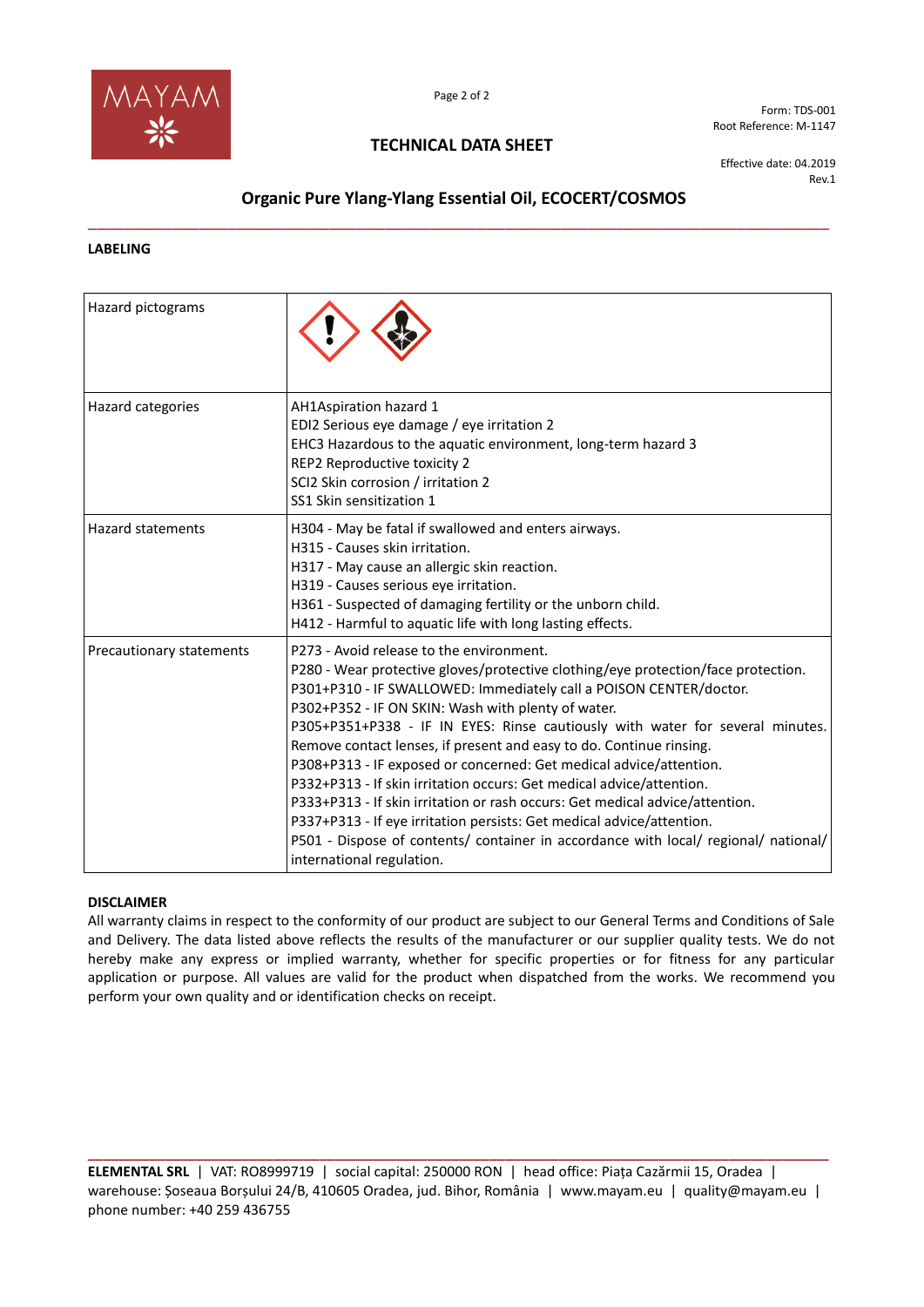# TECHNICAL DATA SHEET

Form: TDS-001
Root Reference: M-1147

Effective date: 04.2019
Rev.1

## Organic Pure Ylang-Ylang Essential Oil, ECOCERT/COSMOS

### LABELING

| | |
|---|---|
| Hazard pictograms | |
| Hazard categories | AH1Aspiration hazard 1<br>EDI2 Serious eye damage / eye irritation 2<br>EHC3 Hazardous to the aquatic environment, long-term hazard 3<br>REP2 Reproductive toxicity 2<br>SCI2 Skin corrosion / irritation 2<br>SS1 Skin sensitization 1 |
| Hazard statements | H304 - May be fatal if swallowed and enters airways.<br>H315 - Causes skin irritation.<br>H317 - May cause an allergic skin reaction.<br>H319 - Causes serious eye irritation.<br>H361 - Suspected of damaging fertility or the unborn child.<br>H412 - Harmful to aquatic life with long lasting effects. |
| Precautionary statements | P273 - Avoid release to the environment.<br>P280 - Wear protective gloves/protective clothing/eye protection/face protection.<br>P301+P310 - IF SWALLOWED: Immediately call a POISON CENTER/doctor.<br>P302+P352 - IF ON SKIN: Wash with plenty of water.<br>P305+P351+P338 - IF IN EYES: Rinse cautiously with water for several minutes. Remove contact lenses, if present and easy to do. Continue rinsing.<br>P308+P313 - IF exposed or concerned: Get medical advice/attention.<br>P332+P313 - If skin irritation occurs: Get medical advice/attention.<br>P333+P313 - If skin irritation or rash occurs: Get medical advice/attention.<br>P337+P313 - If eye irritation persists: Get medical advice/attention.<br>P501 - Dispose of contents/ container in accordance with local/ regional/ national/ international regulation. |

### DISCLAIMER

All warranty claims in respect to the conformity of our product are subject to our General Terms and Conditions of Sale and Delivery. The data listed above reflects the results of the manufacturer or our supplier quality tests. We do not hereby make any express or implied warranty, whether for specific properties or for fitness for any particular application or purpose. All values are valid for the product when dispatched from the works. We recommend you perform your own quality and or identification checks on receipt.

**ELEMENTAL SRL** | VAT: RO8999719 | social capital: 250000 RON | head office: Piața Cazărmii 15, Oradea | warehouse: Șoseaua Borșului 24/B, 410605 Oradea, jud. Bihor, România | www.mayam.eu | quality@mayam.eu | phone number: +40 259 436755